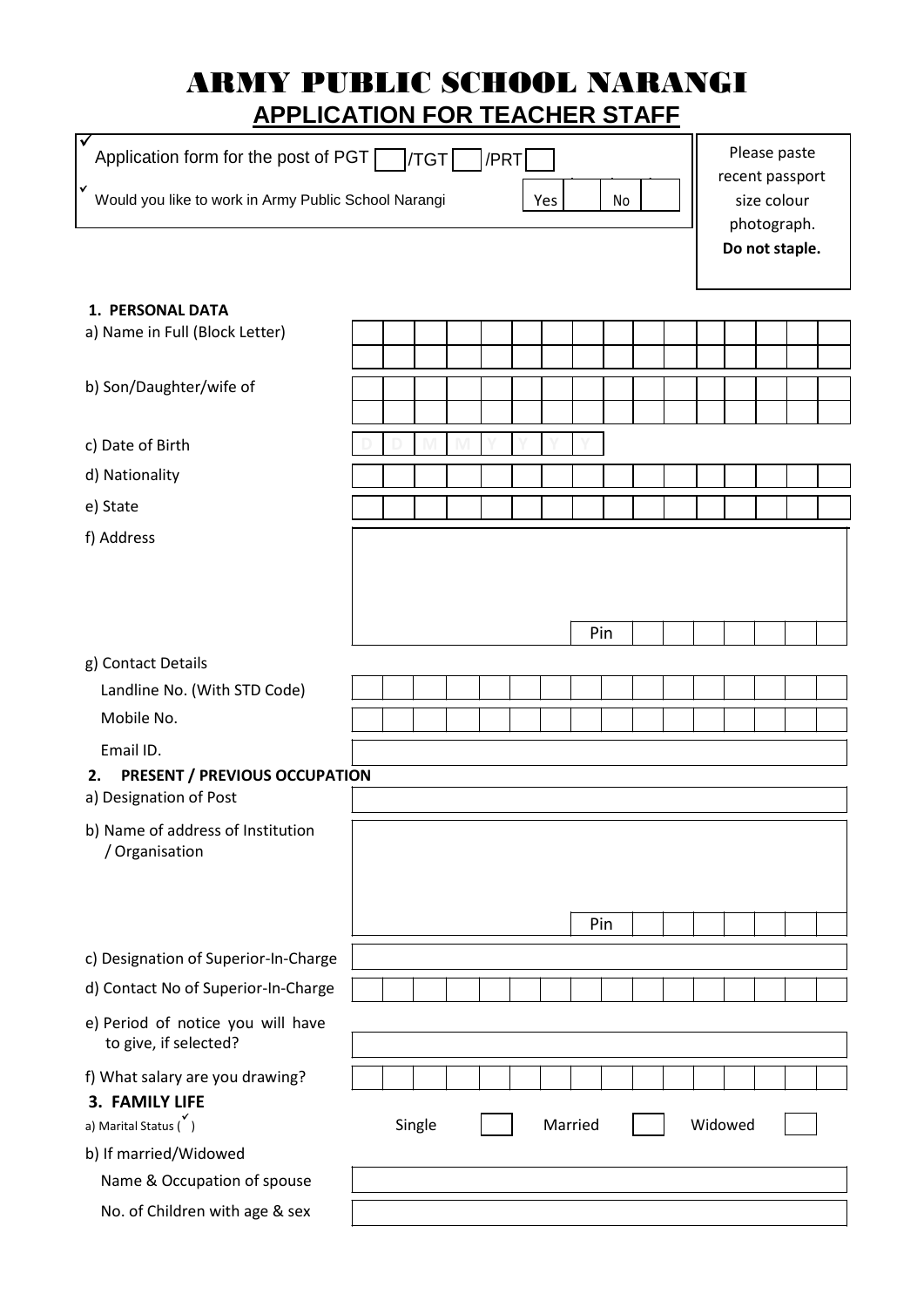# ARMY PUBLIC SCHOOL NARANGI

## APPLICATION FOR TEACHER STAFF

✓ Application form for the post of PGT [ ] /TGT [ ] /PRT [ ]

✓ Would you like to work in Army Public School Narangi Yes [ ] No [ ]

Please paste recent passport size colour photograph. **Do not staple.**

**1. PERSONAL DATA**

a) Name in Full (Block Letter)

b) Son/Daughter/wife of

c) Date of Birth D D M M Y Y Y Y

d) Nationality

e) State

f) Address

Pin

g) Contact Details

Landline No. (With STD Code)

Mobile No.

Email ID.

**2. PRESENT / PREVIOUS OCCUPATION**

a) Designation of Post

b) Name of address of Institution / Organisation

Pin

c) Designation of Superior-In-Charge

d) Contact No of Superior-In-Charge

e) Period of notice you will have to give, if selected?

f) What salary are you drawing?

**3. FAMILY LIFE**

a) Marital Status (✓) Single [ ] Married [ ] Widowed [ ]

b) If married/Widowed

Name & Occupation of spouse

No. of Children with age & sex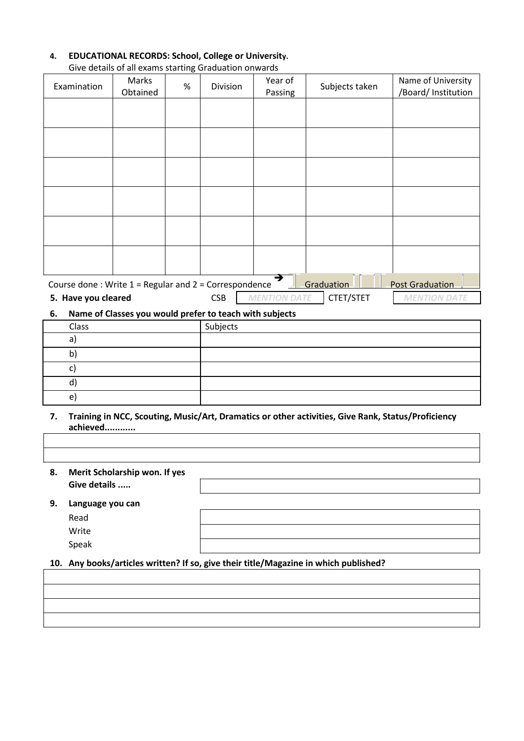4. **EDUCATIONAL RECORDS: School, College or University.**
   Give details of all exams starting Graduation onwards

| Examination | Marks Obtained | % | Division | Year of Passing | Subjects taken | Name of University /Board/ Institution |
|---|---|---|---|---|---|---|
| | | | | | | |
| | | | | | | |
| | | | | | | |
| | | | | | | |
| | | | | | | |
| | | | | | | |

Course done : Write 1 = Regular and 2 = Correspondence ➔ Graduation | | Post Graduation | |

**5. Have you cleared** CSB | MENTION DATE | CTET/STET | MENTION DATE

6. **Name of Classes you would prefer to teach with subjects**

| Class | Subjects |
|---|---|
| a) | |
| b) | |
| c) | |
| d) | |
| e) | |

7. **Training in NCC, Scouting, Music/Art, Dramatics or other activities, Give Rank, Status/Proficiency achieved...........**

| |
|---|
| |
| |

8. **Merit Scholarship won. If yes Give details .....**

9. **Language you can**
   Read
   Write
   Speak

10. **Any books/articles written? If so, give their title/Magazine in which published?**

| |
|---|
| |
| |
| |
| |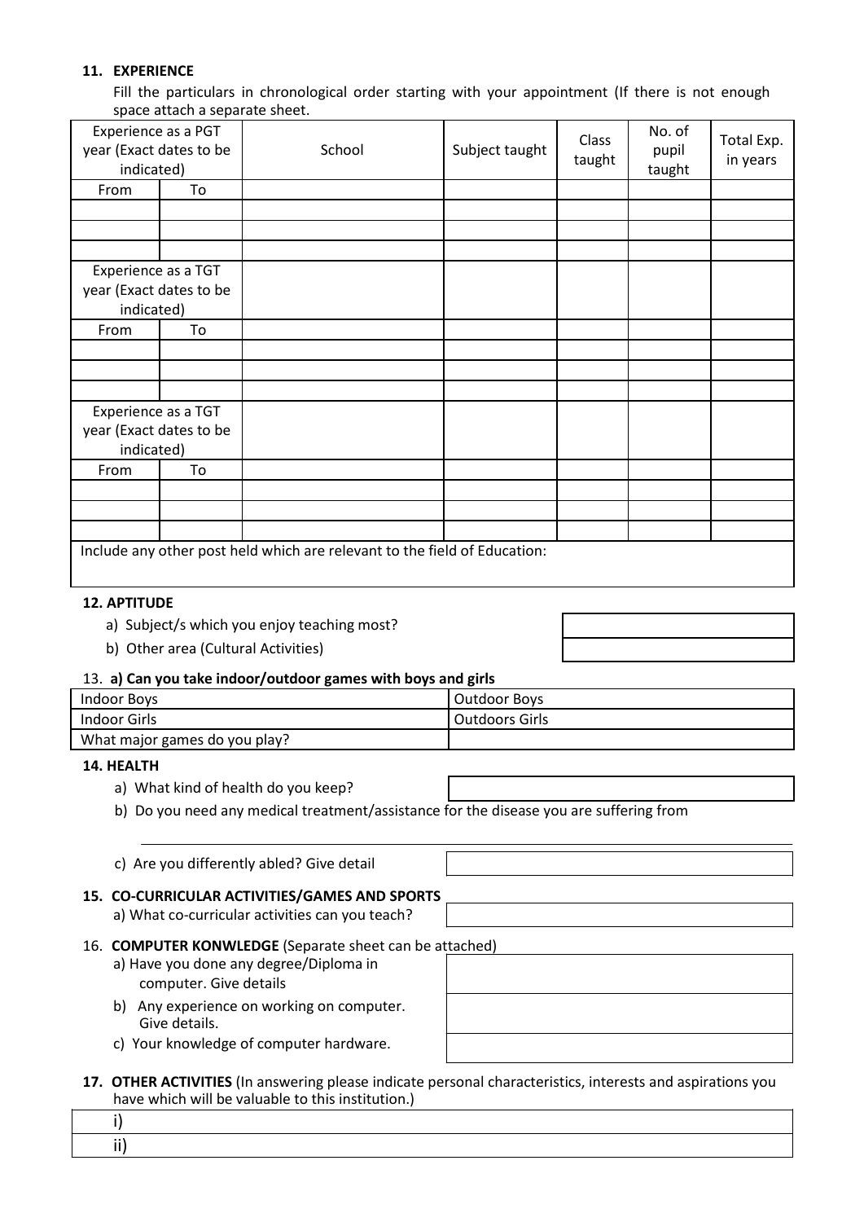**11. EXPERIENCE**

Fill the particulars in chronological order starting with your appointment (If there is not enough space attach a separate sheet.

| Experience as a PGT year (Exact dates to be indicated) | | School | Subject taught | Class taught | No. of pupil taught | Total Exp. in years |
|---|---|---|---|---|---|---|
| From | To | | | | | |
| | | | | | | |
| | | | | | | |
| | | | | | | |
| Experience as a TGT year (Exact dates to be indicated) | | | | | | |
| From | To | | | | | |
| | | | | | | |
| | | | | | | |
| | | | | | | |
| Experience as a TGT year (Exact dates to be indicated) | | | | | | |
| From | To | | | | | |
| | | | | | | |
| | | | | | | |
| | | | | | | |
| Include any other post held which are relevant to the field of Education: | | | | | | |

**12. APTITUDE**

a) Subject/s which you enjoy teaching most?

b) Other area (Cultural Activities)

13. **a) Can you take indoor/outdoor games with boys and girls**

| Indoor Boys | Outdoor Boys |
|---|---|
| Indoor Girls | Outdoors Girls |
| What major games do you play? | |

**14. HEALTH**

a) What kind of health do you keep?

b) Do you need any medical treatment/assistance for the disease you are suffering from

c) Are you differently abled? Give detail

**15. CO-CURRICULAR ACTIVITIES/GAMES AND SPORTS**

a) What co-curricular activities can you teach?

16. **COMPUTER KONWLEDGE** (Separate sheet can be attached)

a) Have you done any degree/Diploma in computer. Give details

b) Any experience on working on computer. Give details.

c) Your knowledge of computer hardware.

**17. OTHER ACTIVITIES** (In answering please indicate personal characteristics, interests and aspirations you have which will be valuable to this institution.)

| i) |
|---|
| ii) |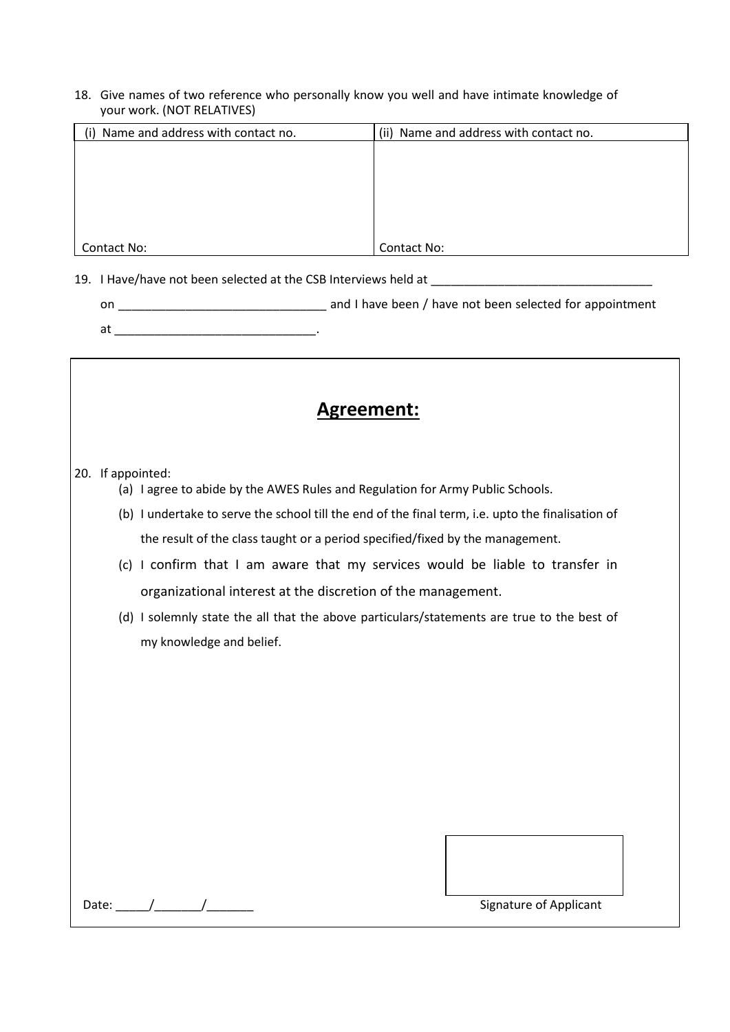18. Give names of two reference who personally know you well and have intimate knowledge of your work. (NOT RELATIVES)

| (i) Name and address with contact no. | (ii) Name and address with contact no. |
|---|---|
| Contact No: | Contact No: |

19. I Have/have not been selected at the CSB Interviews held at ________________________________ on ______________________________ and I have been / have not been selected for appointment at _____________________________.

## Agreement:

20. If appointed:
    (a) I agree to abide by the AWES Rules and Regulation for Army Public Schools.
    (b) I undertake to serve the school till the end of the final term, i.e. upto the finalisation of the result of the class taught or a period specified/fixed by the management.
    (c) I confirm that I am aware that my services would be liable to transfer in organizational interest at the discretion of the management.
    (d) I solemnly state the all that the above particulars/statements are true to the best of my knowledge and belief.

Date: _____/_______/_______

Signature of Applicant